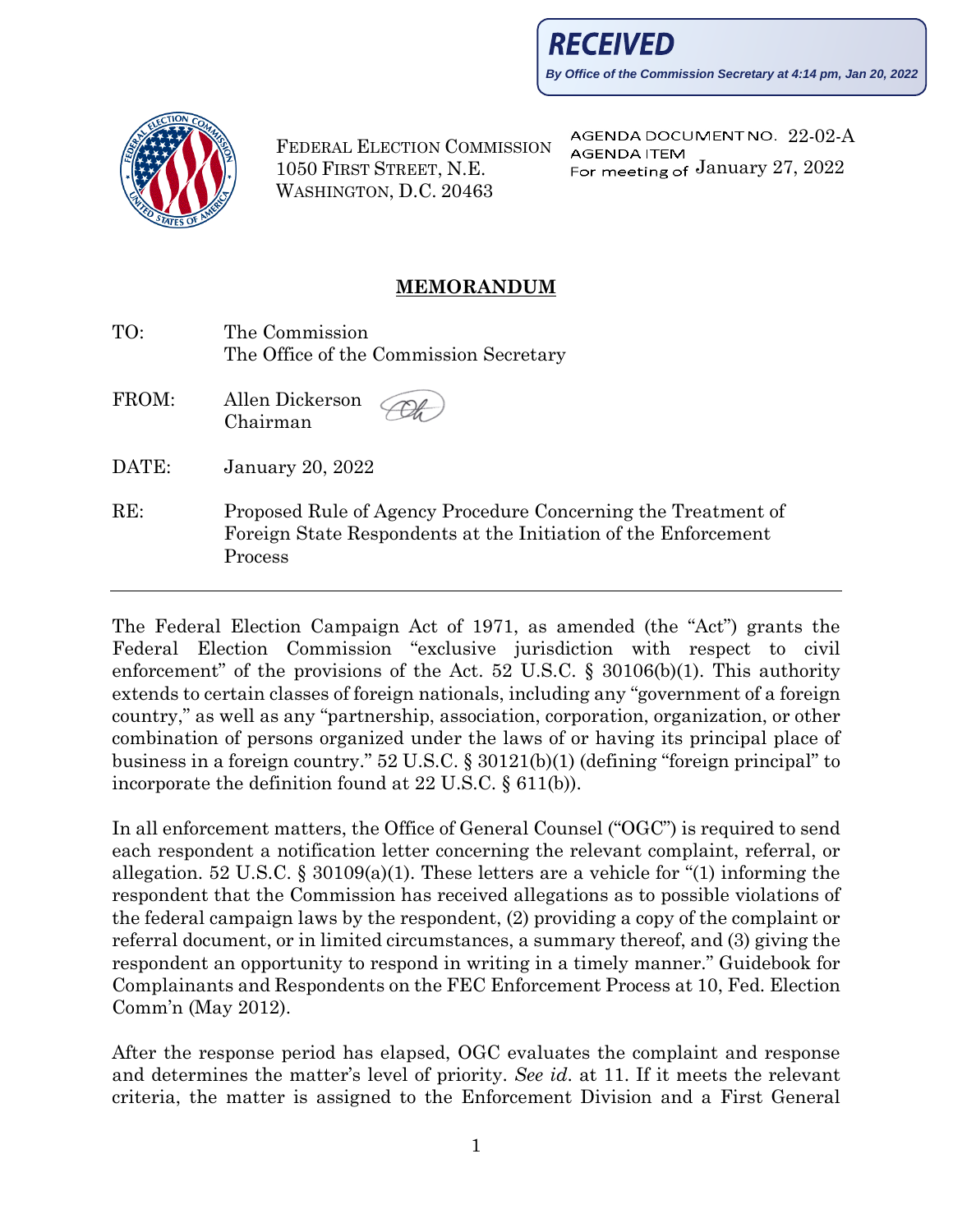**RECEIVED**

*By Office of the Commission Secretary at 4:14 pm, Jan 20, 2022*

FEDERAL ELECTION COMMISSION
1050 FIRST STREET, N.E.
WASHINGTON, D.C. 20463

AGENDA DOCUMENT NO. 22-02-A
AGENDA ITEM
For meeting of January 27, 2022

## MEMORANDUM

TO: The Commission
The Office of the Commission Secretary

FROM: Allen Dickerson
Chairman

DATE: January 20, 2022

RE: Proposed Rule of Agency Procedure Concerning the Treatment of Foreign State Respondents at the Initiation of the Enforcement Process

---

The Federal Election Campaign Act of 1971, as amended (the "Act") grants the Federal Election Commission "exclusive jurisdiction with respect to civil enforcement" of the provisions of the Act. 52 U.S.C. § 30106(b)(1). This authority extends to certain classes of foreign nationals, including any "government of a foreign country," as well as any "partnership, association, corporation, organization, or other combination of persons organized under the laws of or having its principal place of business in a foreign country." 52 U.S.C. § 30121(b)(1) (defining "foreign principal" to incorporate the definition found at 22 U.S.C. § 611(b)).

In all enforcement matters, the Office of General Counsel ("OGC") is required to send each respondent a notification letter concerning the relevant complaint, referral, or allegation. 52 U.S.C. § 30109(a)(1). These letters are a vehicle for "(1) informing the respondent that the Commission has received allegations as to possible violations of the federal campaign laws by the respondent, (2) providing a copy of the complaint or referral document, or in limited circumstances, a summary thereof, and (3) giving the respondent an opportunity to respond in writing in a timely manner." Guidebook for Complainants and Respondents on the FEC Enforcement Process at 10, Fed. Election Comm'n (May 2012).

After the response period has elapsed, OGC evaluates the complaint and response and determines the matter's level of priority. *See id.* at 11. If it meets the relevant criteria, the matter is assigned to the Enforcement Division and a First General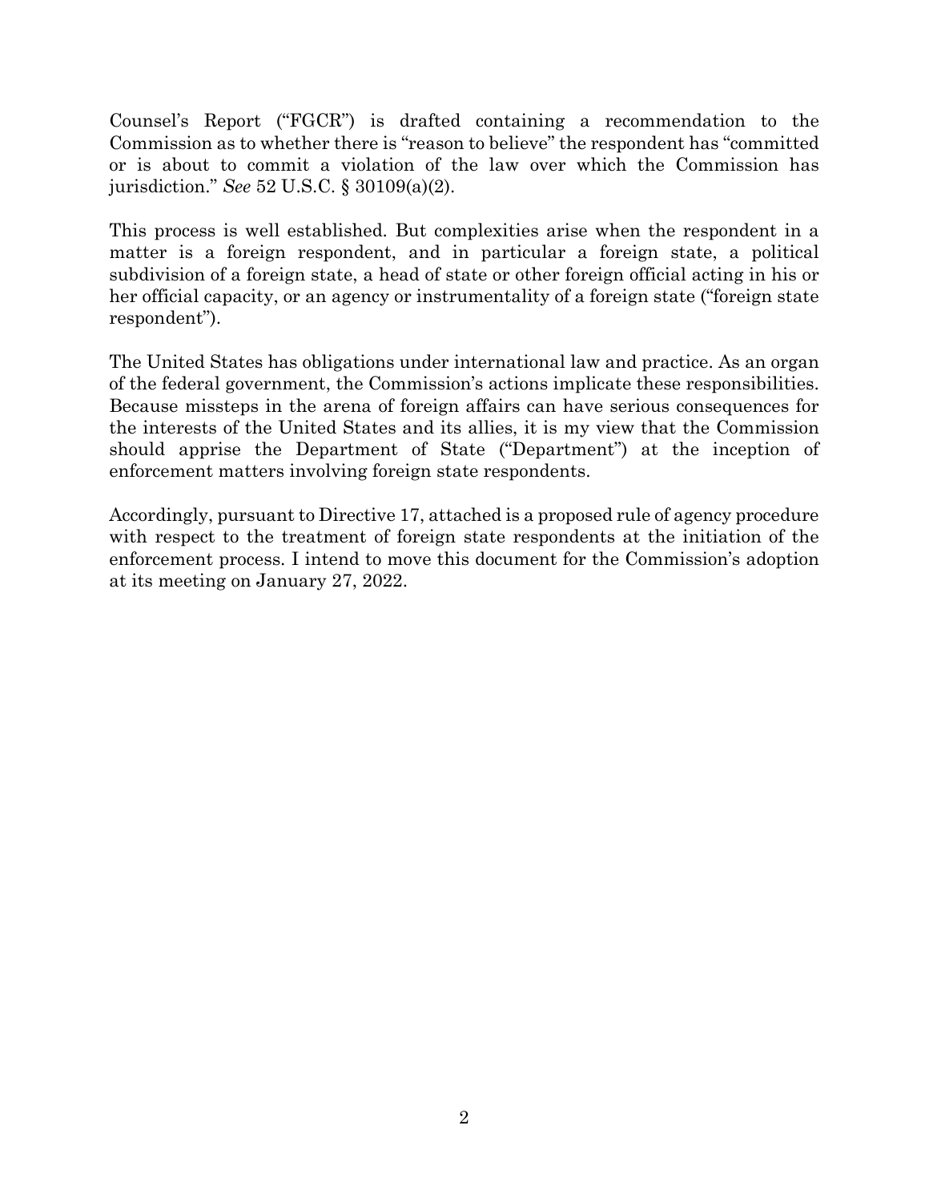Counsel's Report ("FGCR") is drafted containing a recommendation to the Commission as to whether there is "reason to believe" the respondent has "committed or is about to commit a violation of the law over which the Commission has jurisdiction." *See* 52 U.S.C. § 30109(a)(2).

This process is well established. But complexities arise when the respondent in a matter is a foreign respondent, and in particular a foreign state, a political subdivision of a foreign state, a head of state or other foreign official acting in his or her official capacity, or an agency or instrumentality of a foreign state ("foreign state respondent").

The United States has obligations under international law and practice. As an organ of the federal government, the Commission's actions implicate these responsibilities. Because missteps in the arena of foreign affairs can have serious consequences for the interests of the United States and its allies, it is my view that the Commission should apprise the Department of State ("Department") at the inception of enforcement matters involving foreign state respondents.

Accordingly, pursuant to Directive 17, attached is a proposed rule of agency procedure with respect to the treatment of foreign state respondents at the initiation of the enforcement process. I intend to move this document for the Commission's adoption at its meeting on January 27, 2022.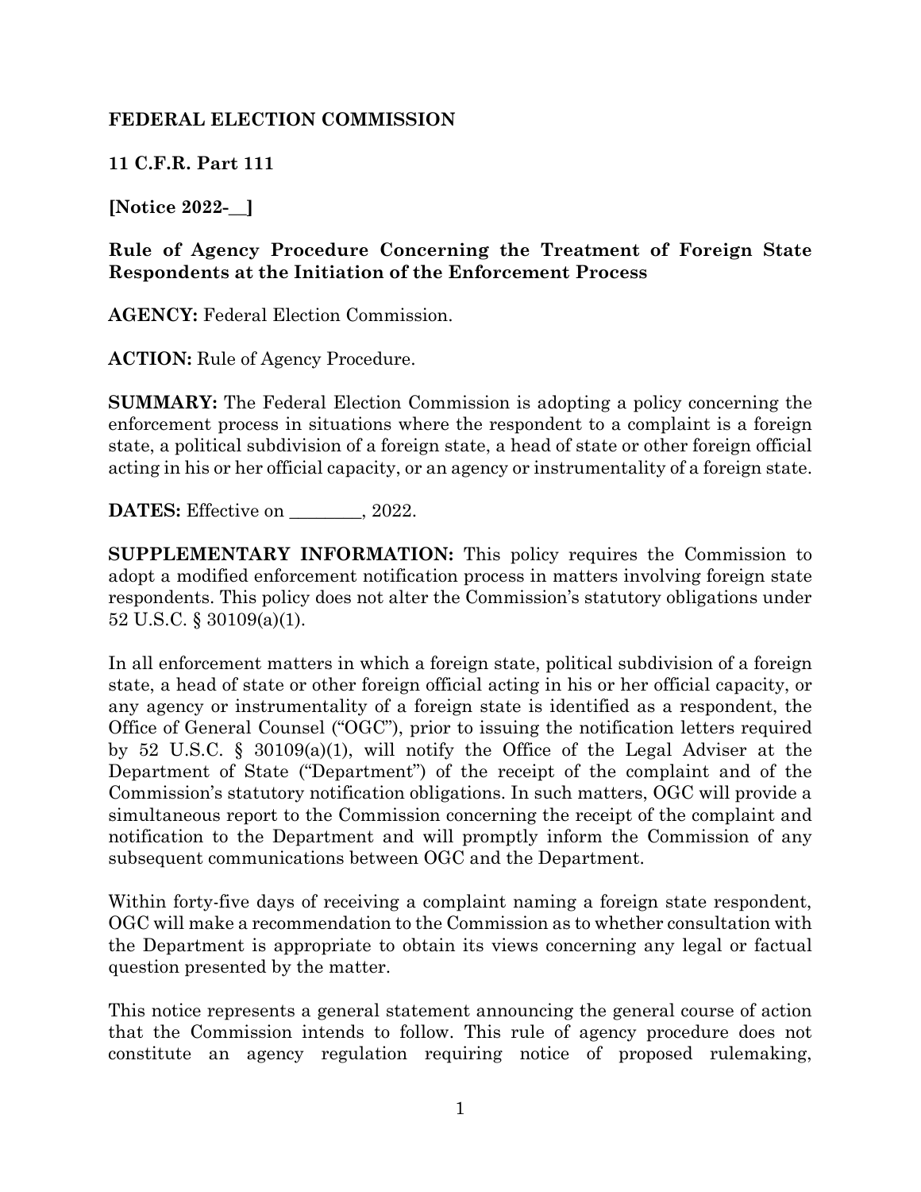**FEDERAL ELECTION COMMISSION**

**11 C.F.R. Part 111**

**[Notice 2022-__]**

**Rule of Agency Procedure Concerning the Treatment of Foreign State Respondents at the Initiation of the Enforcement Process**

**AGENCY:** Federal Election Commission.

**ACTION:** Rule of Agency Procedure.

**SUMMARY:** The Federal Election Commission is adopting a policy concerning the enforcement process in situations where the respondent to a complaint is a foreign state, a political subdivision of a foreign state, a head of state or other foreign official acting in his or her official capacity, or an agency or instrumentality of a foreign state.

**DATES:** Effective on ________, 2022.

**SUPPLEMENTARY INFORMATION:** This policy requires the Commission to adopt a modified enforcement notification process in matters involving foreign state respondents. This policy does not alter the Commission's statutory obligations under 52 U.S.C. § 30109(a)(1).

In all enforcement matters in which a foreign state, political subdivision of a foreign state, a head of state or other foreign official acting in his or her official capacity, or any agency or instrumentality of a foreign state is identified as a respondent, the Office of General Counsel ("OGC"), prior to issuing the notification letters required by 52 U.S.C. § 30109(a)(1), will notify the Office of the Legal Adviser at the Department of State ("Department") of the receipt of the complaint and of the Commission's statutory notification obligations. In such matters, OGC will provide a simultaneous report to the Commission concerning the receipt of the complaint and notification to the Department and will promptly inform the Commission of any subsequent communications between OGC and the Department.

Within forty-five days of receiving a complaint naming a foreign state respondent, OGC will make a recommendation to the Commission as to whether consultation with the Department is appropriate to obtain its views concerning any legal or factual question presented by the matter.

This notice represents a general statement announcing the general course of action that the Commission intends to follow. This rule of agency procedure does not constitute an agency regulation requiring notice of proposed rulemaking,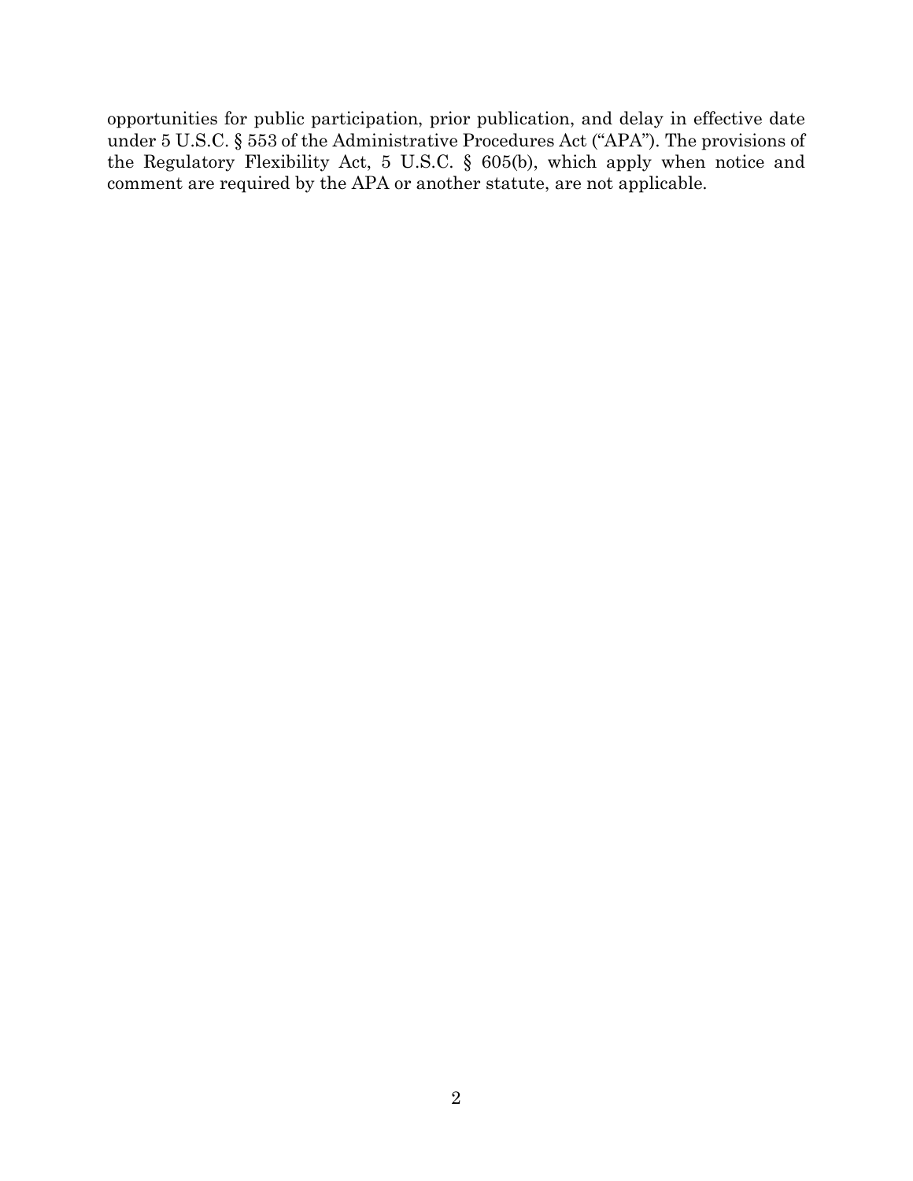opportunities for public participation, prior publication, and delay in effective date under 5 U.S.C. § 553 of the Administrative Procedures Act ("APA"). The provisions of the Regulatory Flexibility Act, 5 U.S.C. § 605(b), which apply when notice and comment are required by the APA or another statute, are not applicable.